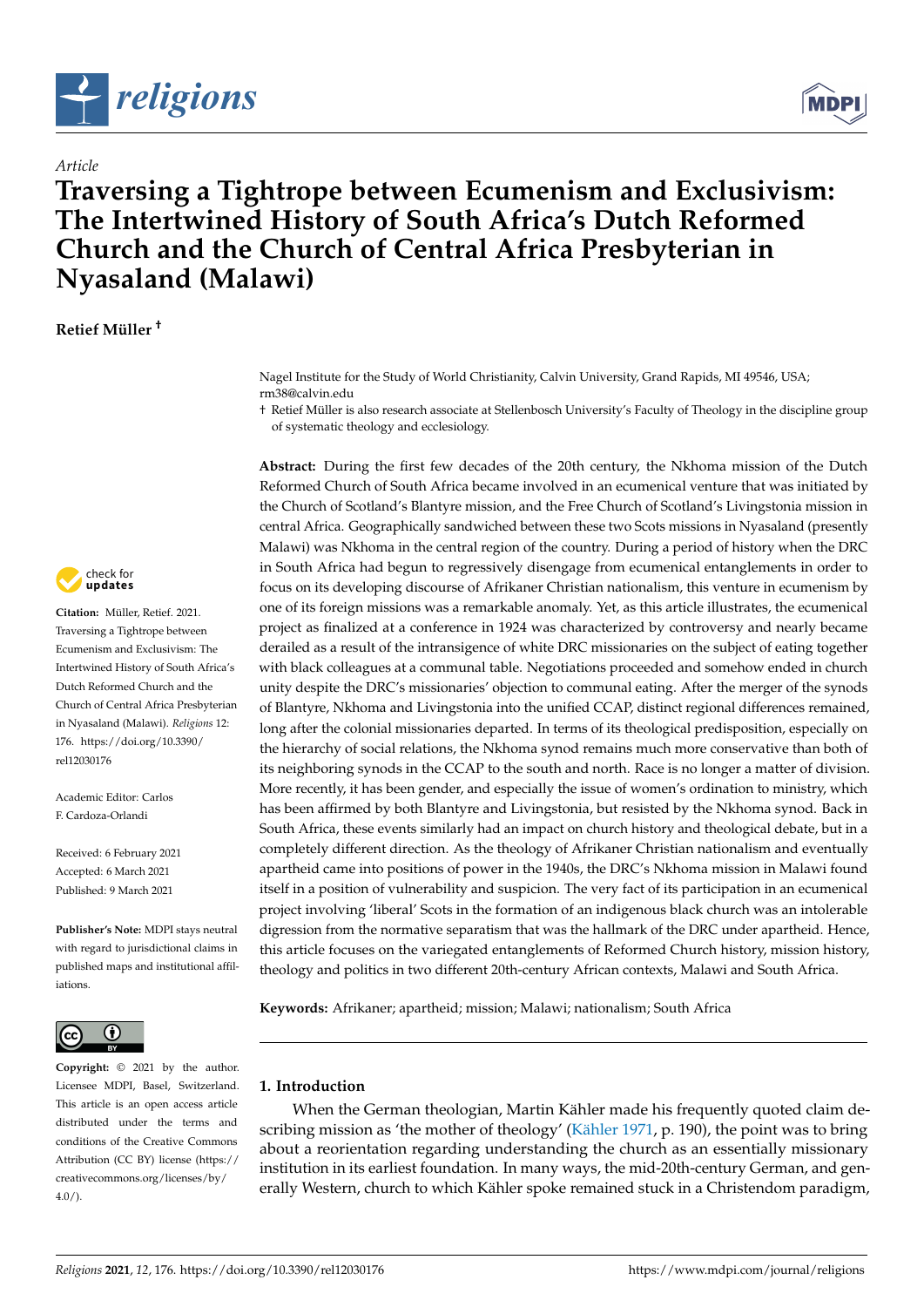*Article*

# Traversing a Tightrope between Ecumenism and Exclusivism: The Intertwined History of South Africa's Dutch Reformed Church and the Church of Central Africa Presbyterian in Nyasaland (Malawi)

**Retief Müller †**

Nagel Institute for the Study of World Christianity, Calvin University, Grand Rapids, MI 49546, USA; rm38@calvin.edu

† Retief Müller is also research associate at Stellenbosch University's Faculty of Theology in the discipline group of systematic theology and ecclesiology.

**Citation:** Müller, Retief. 2021. Traversing a Tightrope between Ecumenism and Exclusivism: The Intertwined History of South Africa's Dutch Reformed Church and the Church of Central Africa Presbyterian in Nyasaland (Malawi). *Religions* 12: 176. https://doi.org/10.3390/rel12030176

Academic Editor: Carlos F. Cardoza-Orlandi

Received: 6 February 2021
Accepted: 6 March 2021
Published: 9 March 2021

**Publisher's Note:** MDPI stays neutral with regard to jurisdictional claims in published maps and institutional affiliations.

**Copyright:** © 2021 by the author. Licensee MDPI, Basel, Switzerland. This article is an open access article distributed under the terms and conditions of the Creative Commons Attribution (CC BY) license (https://creativecommons.org/licenses/by/4.0/).

**Abstract:** During the first few decades of the 20th century, the Nkhoma mission of the Dutch Reformed Church of South Africa became involved in an ecumenical venture that was initiated by the Church of Scotland's Blantyre mission, and the Free Church of Scotland's Livingstonia mission in central Africa. Geographically sandwiched between these two Scots missions in Nyasaland (presently Malawi) was Nkhoma in the central region of the country. During a period of history when the DRC in South Africa had begun to regressively disengage from ecumenical entanglements in order to focus on its developing discourse of Afrikaner Christian nationalism, this venture in ecumenism by one of its foreign missions was a remarkable anomaly. Yet, as this article illustrates, the ecumenical project as finalized at a conference in 1924 was characterized by controversy and nearly became derailed as a result of the intransigence of white DRC missionaries on the subject of eating together with black colleagues at a communal table. Negotiations proceeded and somehow ended in church unity despite the DRC's missionaries' objection to communal eating. After the merger of the synods of Blantyre, Nkhoma and Livingstonia into the unified CCAP, distinct regional differences remained, long after the colonial missionaries departed. In terms of its theological predisposition, especially on the hierarchy of social relations, the Nkhoma synod remains much more conservative than both of its neighboring synods in the CCAP to the south and north. Race is no longer a matter of division. More recently, it has been gender, and especially the issue of women's ordination to ministry, which has been affirmed by both Blantyre and Livingstonia, but resisted by the Nkhoma synod. Back in South Africa, these events similarly had an impact on church history and theological debate, but in a completely different direction. As the theology of Afrikaner Christian nationalism and eventually apartheid came into positions of power in the 1940s, the DRC's Nkhoma mission in Malawi found itself in a position of vulnerability and suspicion. The very fact of its participation in an ecumenical project involving 'liberal' Scots in the formation of an indigenous black church was an intolerable digression from the normative separatism that was the hallmark of the DRC under apartheid. Hence, this article focuses on the variegated entanglements of Reformed Church history, mission history, theology and politics in two different 20th-century African contexts, Malawi and South Africa.

**Keywords:** Afrikaner; apartheid; mission; Malawi; nationalism; South Africa

## 1. Introduction

When the German theologian, Martin Kähler made his frequently quoted claim describing mission as 'the mother of theology' (Kähler 1971, p. 190), the point was to bring about a reorientation regarding understanding the church as an essentially missionary institution in its earliest foundation. In many ways, the mid-20th-century German, and generally Western, church to which Kähler spoke remained stuck in a Christendom paradigm,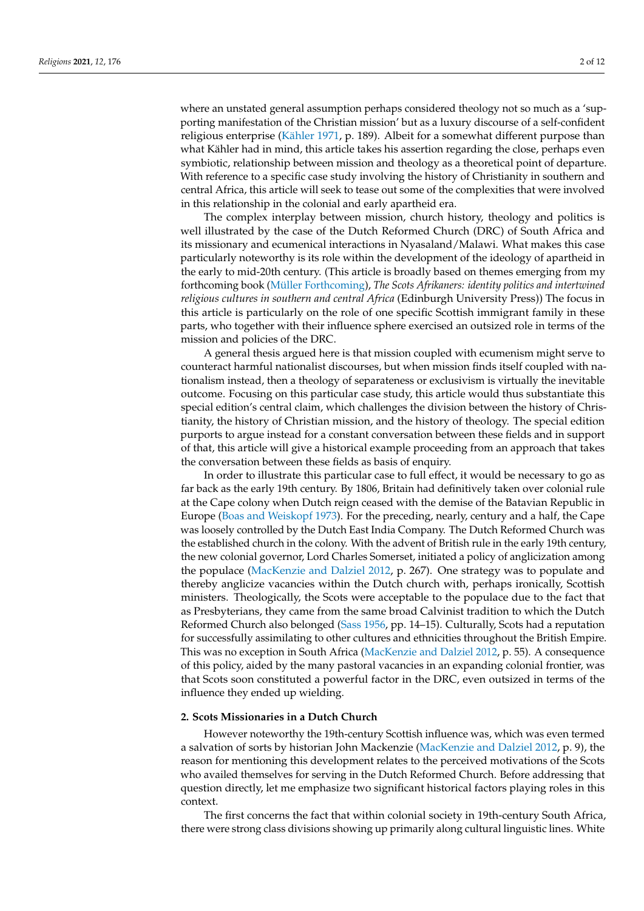where an unstated general assumption perhaps considered theology not so much as a 'supporting manifestation of the Christian mission' but as a luxury discourse of a self-confident religious enterprise (Kähler 1971, p. 189). Albeit for a somewhat different purpose than what Kähler had in mind, this article takes his assertion regarding the close, perhaps even symbiotic, relationship between mission and theology as a theoretical point of departure. With reference to a specific case study involving the history of Christianity in southern and central Africa, this article will seek to tease out some of the complexities that were involved in this relationship in the colonial and early apartheid era.

The complex interplay between mission, church history, theology and politics is well illustrated by the case of the Dutch Reformed Church (DRC) of South Africa and its missionary and ecumenical interactions in Nyasaland/Malawi. What makes this case particularly noteworthy is its role within the development of the ideology of apartheid in the early to mid-20th century. (This article is broadly based on themes emerging from my forthcoming book (Müller Forthcoming), *The Scots Afrikaners: identity politics and intertwined religious cultures in southern and central Africa* (Edinburgh University Press)) The focus in this article is particularly on the role of one specific Scottish immigrant family in these parts, who together with their influence sphere exercised an outsized role in terms of the mission and policies of the DRC.

A general thesis argued here is that mission coupled with ecumenism might serve to counteract harmful nationalist discourses, but when mission finds itself coupled with nationalism instead, then a theology of separateness or exclusivism is virtually the inevitable outcome. Focusing on this particular case study, this article would thus substantiate this special edition's central claim, which challenges the division between the history of Christianity, the history of Christian mission, and the history of theology. The special edition purports to argue instead for a constant conversation between these fields and in support of that, this article will give a historical example proceeding from an approach that takes the conversation between these fields as basis of enquiry.

In order to illustrate this particular case to full effect, it would be necessary to go as far back as the early 19th century. By 1806, Britain had definitively taken over colonial rule at the Cape colony when Dutch reign ceased with the demise of the Batavian Republic in Europe (Boas and Weiskopf 1973). For the preceding, nearly, century and a half, the Cape was loosely controlled by the Dutch East India Company. The Dutch Reformed Church was the established church in the colony. With the advent of British rule in the early 19th century, the new colonial governor, Lord Charles Somerset, initiated a policy of anglicization among the populace (MacKenzie and Dalziel 2012, p. 267). One strategy was to populate and thereby anglicize vacancies within the Dutch church with, perhaps ironically, Scottish ministers. Theologically, the Scots were acceptable to the populace due to the fact that as Presbyterians, they came from the same broad Calvinist tradition to which the Dutch Reformed Church also belonged (Sass 1956, pp. 14–15). Culturally, Scots had a reputation for successfully assimilating to other cultures and ethnicities throughout the British Empire. This was no exception in South Africa (MacKenzie and Dalziel 2012, p. 55). A consequence of this policy, aided by the many pastoral vacancies in an expanding colonial frontier, was that Scots soon constituted a powerful factor in the DRC, even outsized in terms of the influence they ended up wielding.

## 2. Scots Missionaries in a Dutch Church

However noteworthy the 19th-century Scottish influence was, which was even termed a salvation of sorts by historian John Mackenzie (MacKenzie and Dalziel 2012, p. 9), the reason for mentioning this development relates to the perceived motivations of the Scots who availed themselves for serving in the Dutch Reformed Church. Before addressing that question directly, let me emphasize two significant historical factors playing roles in this context.

The first concerns the fact that within colonial society in 19th-century South Africa, there were strong class divisions showing up primarily along cultural linguistic lines. White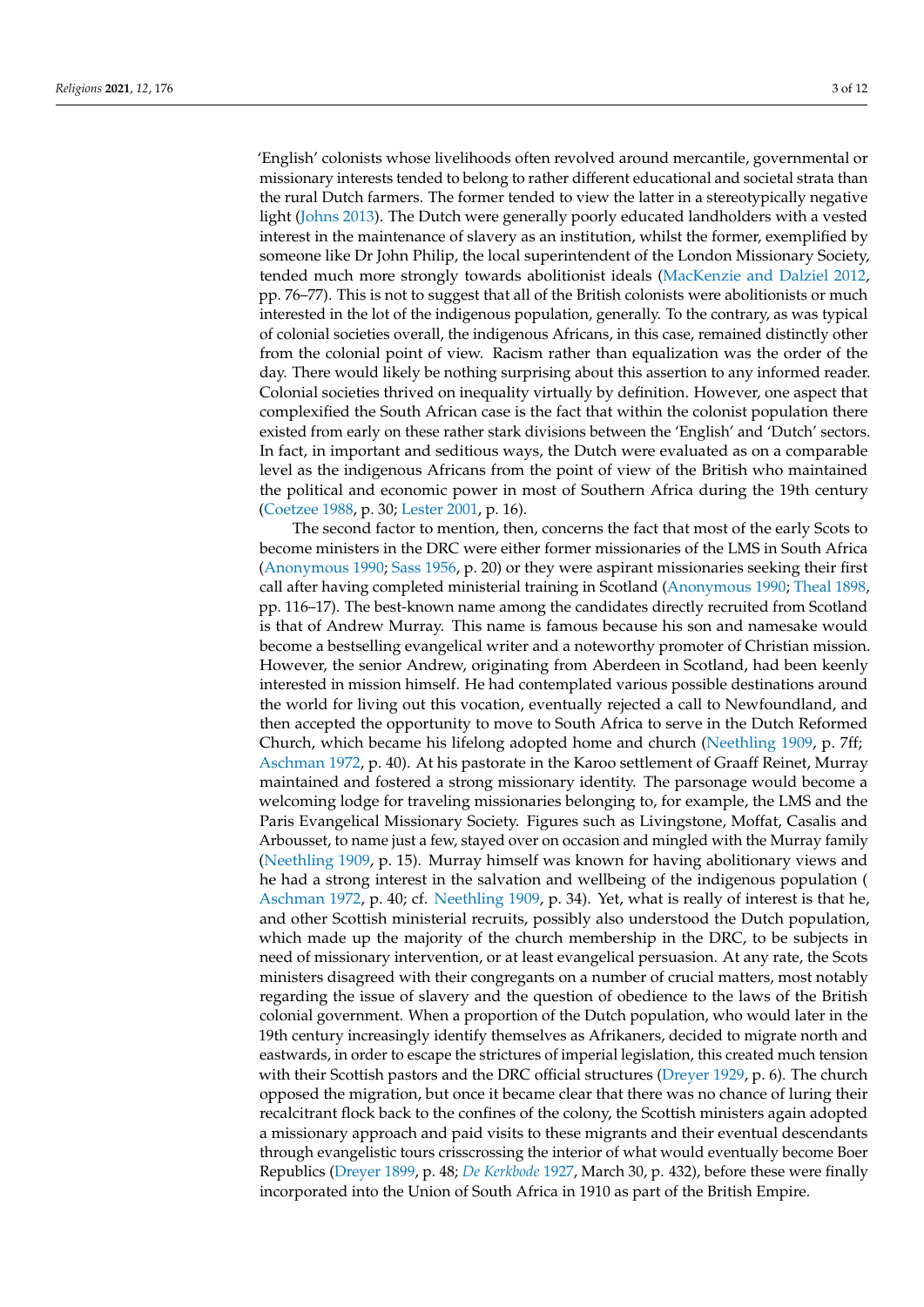'English' colonists whose livelihoods often revolved around mercantile, governmental or missionary interests tended to belong to rather different educational and societal strata than the rural Dutch farmers. The former tended to view the latter in a stereotypically negative light (Johns 2013). The Dutch were generally poorly educated landholders with a vested interest in the maintenance of slavery as an institution, whilst the former, exemplified by someone like Dr John Philip, the local superintendent of the London Missionary Society, tended much more strongly towards abolitionist ideals (MacKenzie and Dalziel 2012, pp. 76–77). This is not to suggest that all of the British colonists were abolitionists or much interested in the lot of the indigenous population, generally. To the contrary, as was typical of colonial societies overall, the indigenous Africans, in this case, remained distinctly other from the colonial point of view. Racism rather than equalization was the order of the day. There would likely be nothing surprising about this assertion to any informed reader. Colonial societies thrived on inequality virtually by definition. However, one aspect that complexified the South African case is the fact that within the colonist population there existed from early on these rather stark divisions between the 'English' and 'Dutch' sectors. In fact, in important and seditious ways, the Dutch were evaluated as on a comparable level as the indigenous Africans from the point of view of the British who maintained the political and economic power in most of Southern Africa during the 19th century (Coetzee 1988, p. 30; Lester 2001, p. 16).

The second factor to mention, then, concerns the fact that most of the early Scots to become ministers in the DRC were either former missionaries of the LMS in South Africa (Anonymous 1990; Sass 1956, p. 20) or they were aspirant missionaries seeking their first call after having completed ministerial training in Scotland (Anonymous 1990; Theal 1898, pp. 116–17). The best-known name among the candidates directly recruited from Scotland is that of Andrew Murray. This name is famous because his son and namesake would become a bestselling evangelical writer and a noteworthy promoter of Christian mission. However, the senior Andrew, originating from Aberdeen in Scotland, had been keenly interested in mission himself. He had contemplated various possible destinations around the world for living out this vocation, eventually rejected a call to Newfoundland, and then accepted the opportunity to move to South Africa to serve in the Dutch Reformed Church, which became his lifelong adopted home and church (Neethling 1909, p. 7ff; Aschman 1972, p. 40). At his pastorate in the Karoo settlement of Graaff Reinet, Murray maintained and fostered a strong missionary identity. The parsonage would become a welcoming lodge for traveling missionaries belonging to, for example, the LMS and the Paris Evangelical Missionary Society. Figures such as Livingstone, Moffat, Casalis and Arbousset, to name just a few, stayed over on occasion and mingled with the Murray family (Neethling 1909, p. 15). Murray himself was known for having abolitionary views and he had a strong interest in the salvation and wellbeing of the indigenous population (Aschman 1972, p. 40; cf. Neethling 1909, p. 34). Yet, what is really of interest is that he, and other Scottish ministerial recruits, possibly also understood the Dutch population, which made up the majority of the church membership in the DRC, to be subjects in need of missionary intervention, or at least evangelical persuasion. At any rate, the Scots ministers disagreed with their congregants on a number of crucial matters, most notably regarding the issue of slavery and the question of obedience to the laws of the British colonial government. When a proportion of the Dutch population, who would later in the 19th century increasingly identify themselves as Afrikaners, decided to migrate north and eastwards, in order to escape the strictures of imperial legislation, this created much tension with their Scottish pastors and the DRC official structures (Dreyer 1929, p. 6). The church opposed the migration, but once it became clear that there was no chance of luring their recalcitrant flock back to the confines of the colony, the Scottish ministers again adopted a missionary approach and paid visits to these migrants and their eventual descendants through evangelistic tours crisscrossing the interior of what would eventually become Boer Republics (Dreyer 1899, p. 48; *De Kerkbode* 1927, March 30, p. 432), before these were finally incorporated into the Union of South Africa in 1910 as part of the British Empire.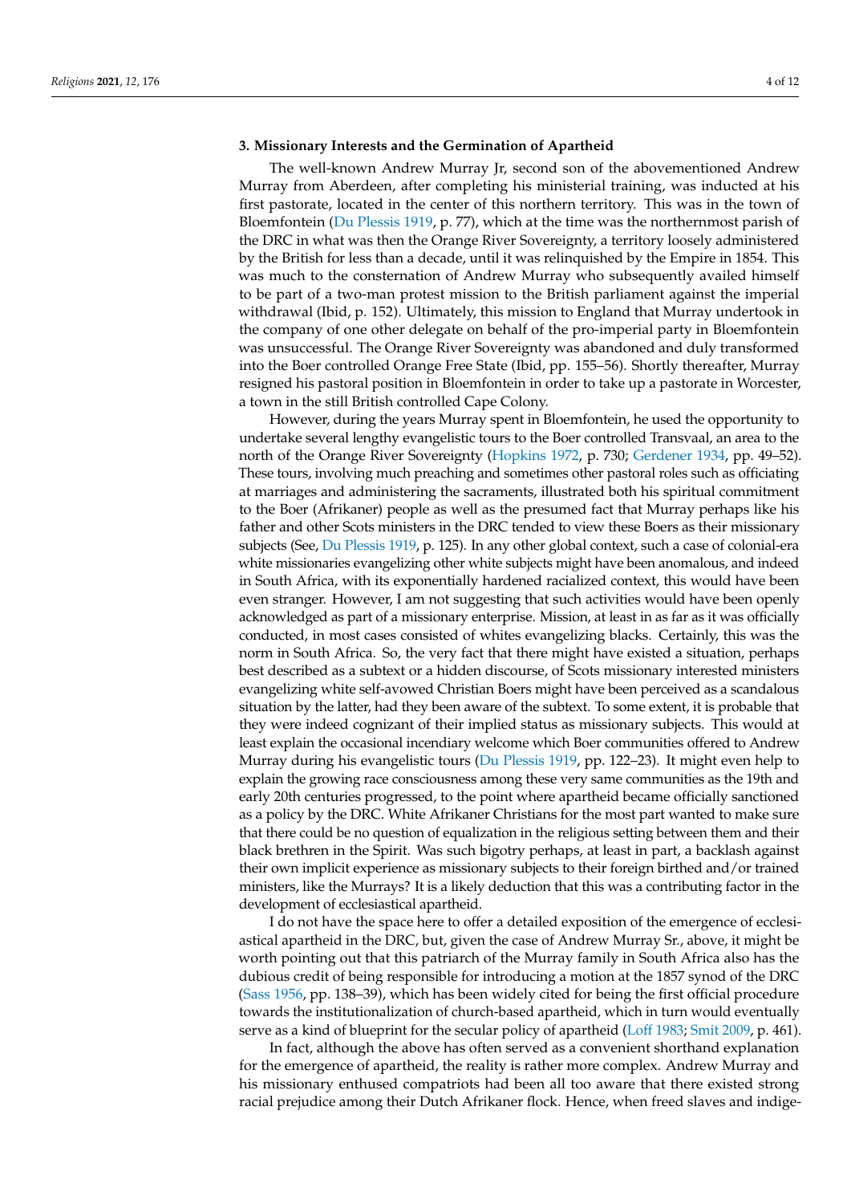### 3. Missionary Interests and the Germination of Apartheid

The well-known Andrew Murray Jr, second son of the abovementioned Andrew Murray from Aberdeen, after completing his ministerial training, was inducted at his first pastorate, located in the center of this northern territory. This was in the town of Bloemfontein (Du Plessis 1919, p. 77), which at the time was the northernmost parish of the DRC in what was then the Orange River Sovereignty, a territory loosely administered by the British for less than a decade, until it was relinquished by the Empire in 1854. This was much to the consternation of Andrew Murray who subsequently availed himself to be part of a two-man protest mission to the British parliament against the imperial withdrawal (Ibid, p. 152). Ultimately, this mission to England that Murray undertook in the company of one other delegate on behalf of the pro-imperial party in Bloemfontein was unsuccessful. The Orange River Sovereignty was abandoned and duly transformed into the Boer controlled Orange Free State (Ibid, pp. 155–56). Shortly thereafter, Murray resigned his pastoral position in Bloemfontein in order to take up a pastorate in Worcester, a town in the still British controlled Cape Colony.

However, during the years Murray spent in Bloemfontein, he used the opportunity to undertake several lengthy evangelistic tours to the Boer controlled Transvaal, an area to the north of the Orange River Sovereignty (Hopkins 1972, p. 730; Gerdener 1934, pp. 49–52). These tours, involving much preaching and sometimes other pastoral roles such as officiating at marriages and administering the sacraments, illustrated both his spiritual commitment to the Boer (Afrikaner) people as well as the presumed fact that Murray perhaps like his father and other Scots ministers in the DRC tended to view these Boers as their missionary subjects (See, Du Plessis 1919, p. 125). In any other global context, such a case of colonial-era white missionaries evangelizing other white subjects might have been anomalous, and indeed in South Africa, with its exponentially hardened racialized context, this would have been even stranger. However, I am not suggesting that such activities would have been openly acknowledged as part of a missionary enterprise. Mission, at least in as far as it was officially conducted, in most cases consisted of whites evangelizing blacks. Certainly, this was the norm in South Africa. So, the very fact that there might have existed a situation, perhaps best described as a subtext or a hidden discourse, of Scots missionary interested ministers evangelizing white self-avowed Christian Boers might have been perceived as a scandalous situation by the latter, had they been aware of the subtext. To some extent, it is probable that they were indeed cognizant of their implied status as missionary subjects. This would at least explain the occasional incendiary welcome which Boer communities offered to Andrew Murray during his evangelistic tours (Du Plessis 1919, pp. 122–23). It might even help to explain the growing race consciousness among these very same communities as the 19th and early 20th centuries progressed, to the point where apartheid became officially sanctioned as a policy by the DRC. White Afrikaner Christians for the most part wanted to make sure that there could be no question of equalization in the religious setting between them and their black brethren in the Spirit. Was such bigotry perhaps, at least in part, a backlash against their own implicit experience as missionary subjects to their foreign birthed and/or trained ministers, like the Murrays? It is a likely deduction that this was a contributing factor in the development of ecclesiastical apartheid.

I do not have the space here to offer a detailed exposition of the emergence of ecclesiastical apartheid in the DRC, but, given the case of Andrew Murray Sr., above, it might be worth pointing out that this patriarch of the Murray family in South Africa also has the dubious credit of being responsible for introducing a motion at the 1857 synod of the DRC (Sass 1956, pp. 138–39), which has been widely cited for being the first official procedure towards the institutionalization of church-based apartheid, which in turn would eventually serve as a kind of blueprint for the secular policy of apartheid (Loff 1983; Smit 2009, p. 461).

In fact, although the above has often served as a convenient shorthand explanation for the emergence of apartheid, the reality is rather more complex. Andrew Murray and his missionary enthused compatriots had been all too aware that there existed strong racial prejudice among their Dutch Afrikaner flock. Hence, when freed slaves and indige-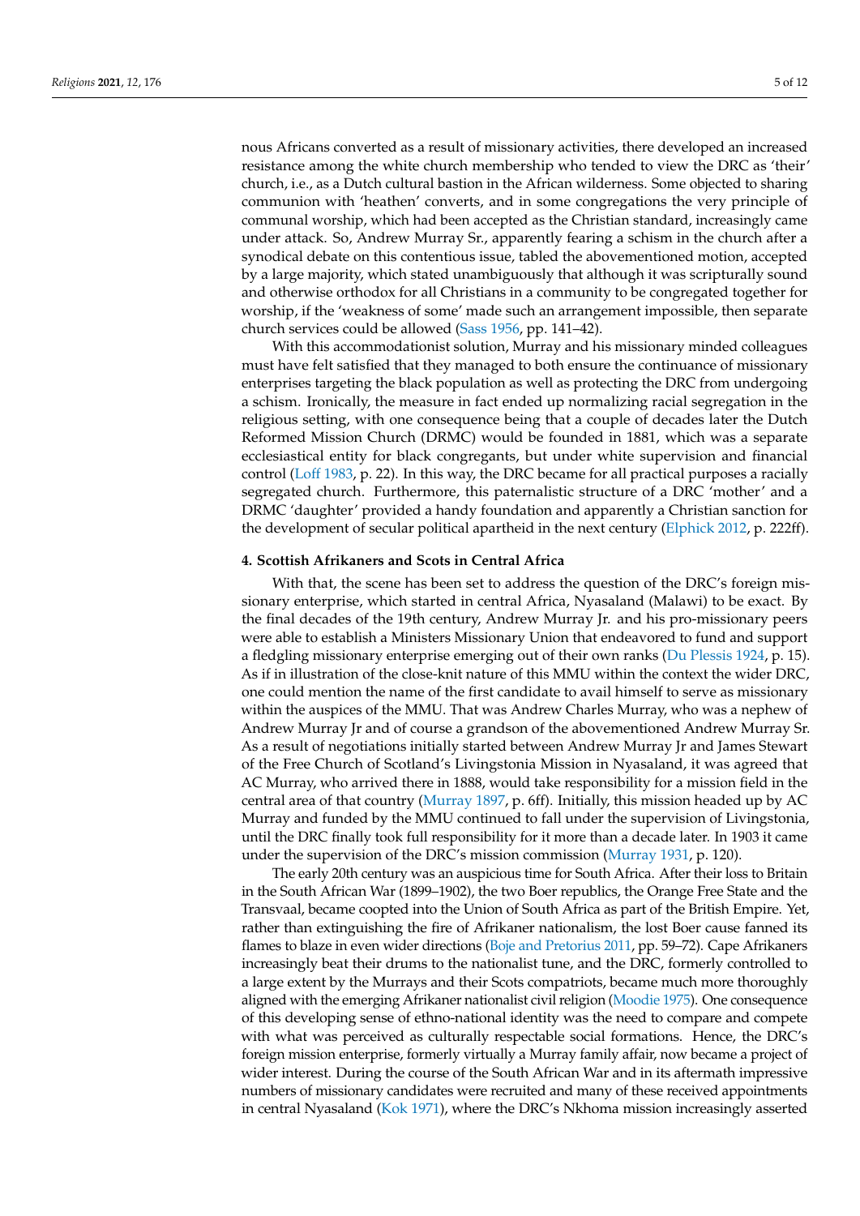nous Africans converted as a result of missionary activities, there developed an increased resistance among the white church membership who tended to view the DRC as 'their' church, i.e., as a Dutch cultural bastion in the African wilderness. Some objected to sharing communion with 'heathen' converts, and in some congregations the very principle of communal worship, which had been accepted as the Christian standard, increasingly came under attack. So, Andrew Murray Sr., apparently fearing a schism in the church after a synodical debate on this contentious issue, tabled the abovementioned motion, accepted by a large majority, which stated unambiguously that although it was scripturally sound and otherwise orthodox for all Christians in a community to be congregated together for worship, if the 'weakness of some' made such an arrangement impossible, then separate church services could be allowed (Sass 1956, pp. 141–42).

With this accommodationist solution, Murray and his missionary minded colleagues must have felt satisfied that they managed to both ensure the continuance of missionary enterprises targeting the black population as well as protecting the DRC from undergoing a schism. Ironically, the measure in fact ended up normalizing racial segregation in the religious setting, with one consequence being that a couple of decades later the Dutch Reformed Mission Church (DRMC) would be founded in 1881, which was a separate ecclesiastical entity for black congregants, but under white supervision and financial control (Loff 1983, p. 22). In this way, the DRC became for all practical purposes a racially segregated church. Furthermore, this paternalistic structure of a DRC 'mother' and a DRMC 'daughter' provided a handy foundation and apparently a Christian sanction for the development of secular political apartheid in the next century (Elphick 2012, p. 222ff).

## 4. Scottish Afrikaners and Scots in Central Africa

With that, the scene has been set to address the question of the DRC's foreign missionary enterprise, which started in central Africa, Nyasaland (Malawi) to be exact. By the final decades of the 19th century, Andrew Murray Jr. and his pro-missionary peers were able to establish a Ministers Missionary Union that endeavored to fund and support a fledgling missionary enterprise emerging out of their own ranks (Du Plessis 1924, p. 15). As if in illustration of the close-knit nature of this MMU within the context the wider DRC, one could mention the name of the first candidate to avail himself to serve as missionary within the auspices of the MMU. That was Andrew Charles Murray, who was a nephew of Andrew Murray Jr and of course a grandson of the abovementioned Andrew Murray Sr. As a result of negotiations initially started between Andrew Murray Jr and James Stewart of the Free Church of Scotland's Livingstonia Mission in Nyasaland, it was agreed that AC Murray, who arrived there in 1888, would take responsibility for a mission field in the central area of that country (Murray 1897, p. 6ff). Initially, this mission headed up by AC Murray and funded by the MMU continued to fall under the supervision of Livingstonia, until the DRC finally took full responsibility for it more than a decade later. In 1903 it came under the supervision of the DRC's mission commission (Murray 1931, p. 120).

The early 20th century was an auspicious time for South Africa. After their loss to Britain in the South African War (1899–1902), the two Boer republics, the Orange Free State and the Transvaal, became coopted into the Union of South Africa as part of the British Empire. Yet, rather than extinguishing the fire of Afrikaner nationalism, the lost Boer cause fanned its flames to blaze in even wider directions (Boje and Pretorius 2011, pp. 59–72). Cape Afrikaners increasingly beat their drums to the nationalist tune, and the DRC, formerly controlled to a large extent by the Murrays and their Scots compatriots, became much more thoroughly aligned with the emerging Afrikaner nationalist civil religion (Moodie 1975). One consequence of this developing sense of ethno-national identity was the need to compare and compete with what was perceived as culturally respectable social formations. Hence, the DRC's foreign mission enterprise, formerly virtually a Murray family affair, now became a project of wider interest. During the course of the South African War and in its aftermath impressive numbers of missionary candidates were recruited and many of these received appointments in central Nyasaland (Kok 1971), where the DRC's Nkhoma mission increasingly asserted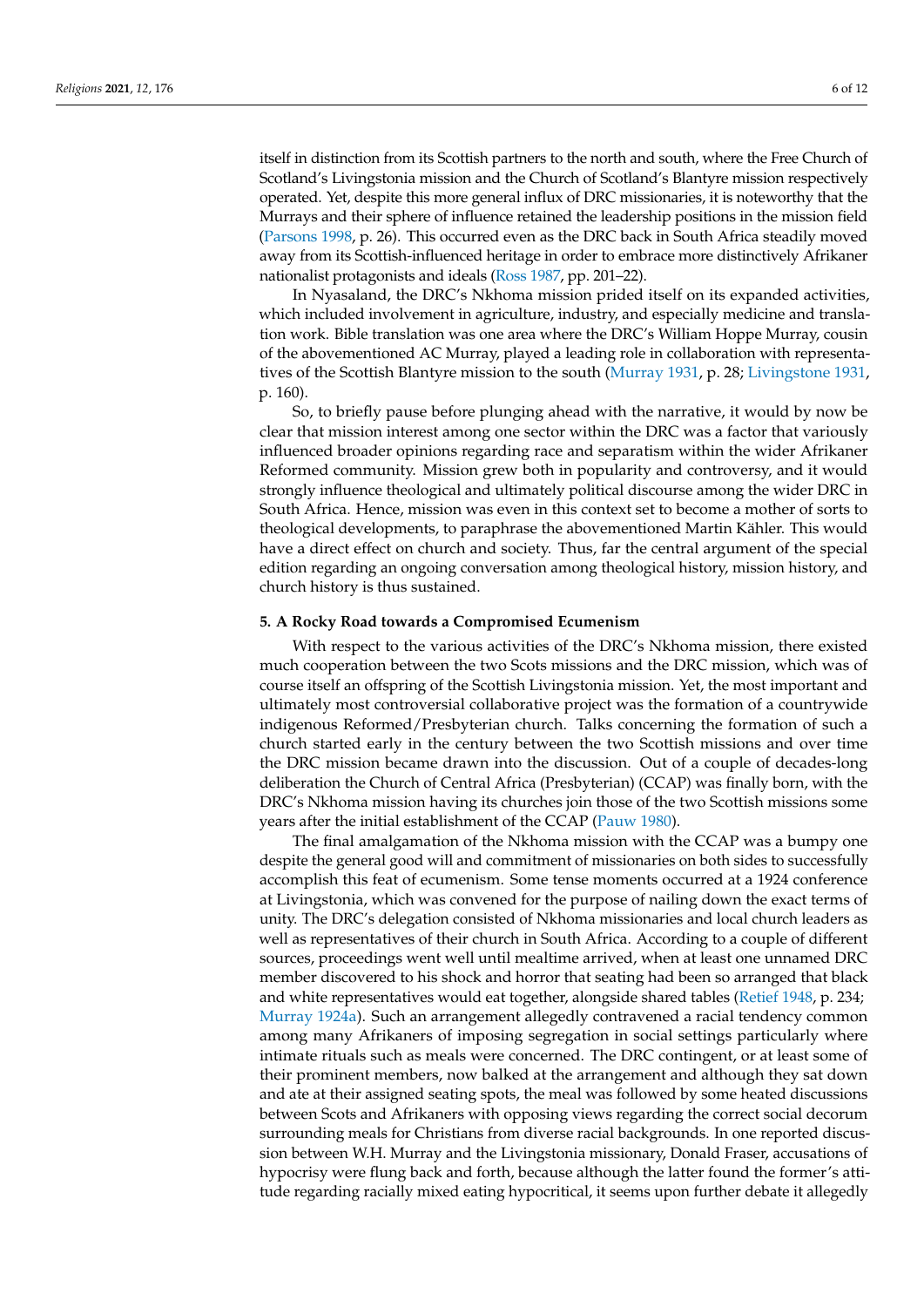itself in distinction from its Scottish partners to the north and south, where the Free Church of Scotland's Livingstonia mission and the Church of Scotland's Blantyre mission respectively operated. Yet, despite this more general influx of DRC missionaries, it is noteworthy that the Murrays and their sphere of influence retained the leadership positions in the mission field (Parsons 1998, p. 26). This occurred even as the DRC back in South Africa steadily moved away from its Scottish-influenced heritage in order to embrace more distinctively Afrikaner nationalist protagonists and ideals (Ross 1987, pp. 201–22).

In Nyasaland, the DRC's Nkhoma mission prided itself on its expanded activities, which included involvement in agriculture, industry, and especially medicine and translation work. Bible translation was one area where the DRC's William Hoppe Murray, cousin of the abovementioned AC Murray, played a leading role in collaboration with representatives of the Scottish Blantyre mission to the south (Murray 1931, p. 28; Livingstone 1931, p. 160).

So, to briefly pause before plunging ahead with the narrative, it would by now be clear that mission interest among one sector within the DRC was a factor that variously influenced broader opinions regarding race and separatism within the wider Afrikaner Reformed community. Mission grew both in popularity and controversy, and it would strongly influence theological and ultimately political discourse among the wider DRC in South Africa. Hence, mission was even in this context set to become a mother of sorts to theological developments, to paraphrase the abovementioned Martin Kähler. This would have a direct effect on church and society. Thus, far the central argument of the special edition regarding an ongoing conversation among theological history, mission history, and church history is thus sustained.

## 5. A Rocky Road towards a Compromised Ecumenism

With respect to the various activities of the DRC's Nkhoma mission, there existed much cooperation between the two Scots missions and the DRC mission, which was of course itself an offspring of the Scottish Livingstonia mission. Yet, the most important and ultimately most controversial collaborative project was the formation of a countrywide indigenous Reformed/Presbyterian church. Talks concerning the formation of such a church started early in the century between the two Scottish missions and over time the DRC mission became drawn into the discussion. Out of a couple of decades-long deliberation the Church of Central Africa (Presbyterian) (CCAP) was finally born, with the DRC's Nkhoma mission having its churches join those of the two Scottish missions some years after the initial establishment of the CCAP (Pauw 1980).

The final amalgamation of the Nkhoma mission with the CCAP was a bumpy one despite the general good will and commitment of missionaries on both sides to successfully accomplish this feat of ecumenism. Some tense moments occurred at a 1924 conference at Livingstonia, which was convened for the purpose of nailing down the exact terms of unity. The DRC's delegation consisted of Nkhoma missionaries and local church leaders as well as representatives of their church in South Africa. According to a couple of different sources, proceedings went well until mealtime arrived, when at least one unnamed DRC member discovered to his shock and horror that seating had been so arranged that black and white representatives would eat together, alongside shared tables (Retief 1948, p. 234; Murray 1924a). Such an arrangement allegedly contravened a racial tendency common among many Afrikaners of imposing segregation in social settings particularly where intimate rituals such as meals were concerned. The DRC contingent, or at least some of their prominent members, now balked at the arrangement and although they sat down and ate at their assigned seating spots, the meal was followed by some heated discussions between Scots and Afrikaners with opposing views regarding the correct social decorum surrounding meals for Christians from diverse racial backgrounds. In one reported discussion between W.H. Murray and the Livingstonia missionary, Donald Fraser, accusations of hypocrisy were flung back and forth, because although the latter found the former's attitude regarding racially mixed eating hypocritical, it seems upon further debate it allegedly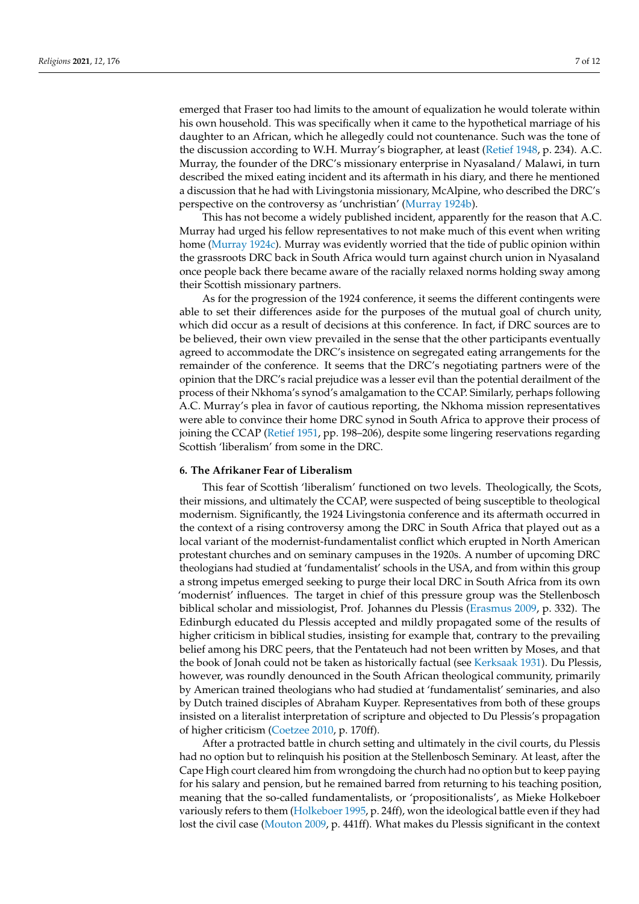emerged that Fraser too had limits to the amount of equalization he would tolerate within his own household. This was specifically when it came to the hypothetical marriage of his daughter to an African, which he allegedly could not countenance. Such was the tone of the discussion according to W.H. Murray's biographer, at least (Retief 1948, p. 234). A.C. Murray, the founder of the DRC's missionary enterprise in Nyasaland/ Malawi, in turn described the mixed eating incident and its aftermath in his diary, and there he mentioned a discussion that he had with Livingstonia missionary, McAlpine, who described the DRC's perspective on the controversy as 'unchristian' (Murray 1924b).

This has not become a widely published incident, apparently for the reason that A.C. Murray had urged his fellow representatives to not make much of this event when writing home (Murray 1924c). Murray was evidently worried that the tide of public opinion within the grassroots DRC back in South Africa would turn against church union in Nyasaland once people back there became aware of the racially relaxed norms holding sway among their Scottish missionary partners.

As for the progression of the 1924 conference, it seems the different contingents were able to set their differences aside for the purposes of the mutual goal of church unity, which did occur as a result of decisions at this conference. In fact, if DRC sources are to be believed, their own view prevailed in the sense that the other participants eventually agreed to accommodate the DRC's insistence on segregated eating arrangements for the remainder of the conference. It seems that the DRC's negotiating partners were of the opinion that the DRC's racial prejudice was a lesser evil than the potential derailment of the process of their Nkhoma's synod's amalgamation to the CCAP. Similarly, perhaps following A.C. Murray's plea in favor of cautious reporting, the Nkhoma mission representatives were able to convince their home DRC synod in South Africa to approve their process of joining the CCAP (Retief 1951, pp. 198–206), despite some lingering reservations regarding Scottish 'liberalism' from some in the DRC.

## 6. The Afrikaner Fear of Liberalism

This fear of Scottish 'liberalism' functioned on two levels. Theologically, the Scots, their missions, and ultimately the CCAP, were suspected of being susceptible to theological modernism. Significantly, the 1924 Livingstonia conference and its aftermath occurred in the context of a rising controversy among the DRC in South Africa that played out as a local variant of the modernist-fundamentalist conflict which erupted in North American protestant churches and on seminary campuses in the 1920s. A number of upcoming DRC theologians had studied at 'fundamentalist' schools in the USA, and from within this group a strong impetus emerged seeking to purge their local DRC in South Africa from its own 'modernist' influences. The target in chief of this pressure group was the Stellenbosch biblical scholar and missiologist, Prof. Johannes du Plessis (Erasmus 2009, p. 332). The Edinburgh educated du Plessis accepted and mildly propagated some of the results of higher criticism in biblical studies, insisting for example that, contrary to the prevailing belief among his DRC peers, that the Pentateuch had not been written by Moses, and that the book of Jonah could not be taken as historically factual (see Kerksaak 1931). Du Plessis, however, was roundly denounced in the South African theological community, primarily by American trained theologians who had studied at 'fundamentalist' seminaries, and also by Dutch trained disciples of Abraham Kuyper. Representatives from both of these groups insisted on a literalist interpretation of scripture and objected to Du Plessis's propagation of higher criticism (Coetzee 2010, p. 170ff).

After a protracted battle in church setting and ultimately in the civil courts, du Plessis had no option but to relinquish his position at the Stellenbosch Seminary. At least, after the Cape High court cleared him from wrongdoing the church had no option but to keep paying for his salary and pension, but he remained barred from returning to his teaching position, meaning that the so-called fundamentalists, or 'propositionalists', as Mieke Holkeboer variously refers to them (Holkeboer 1995, p. 24ff), won the ideological battle even if they had lost the civil case (Mouton 2009, p. 441ff). What makes du Plessis significant in the context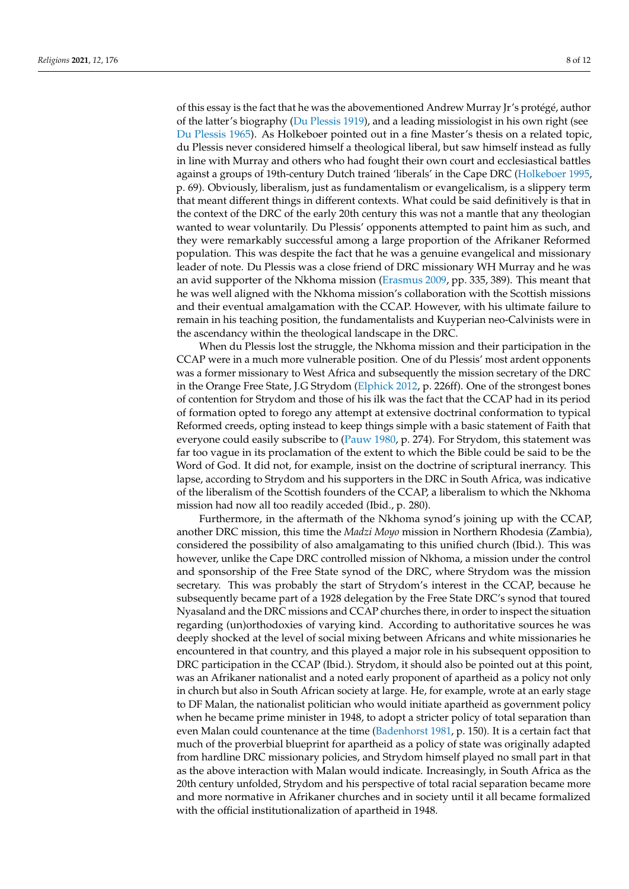of this essay is the fact that he was the abovementioned Andrew Murray Jr's protégé, author of the latter's biography (Du Plessis 1919), and a leading missiologist in his own right (see Du Plessis 1965). As Holkeboer pointed out in a fine Master's thesis on a related topic, du Plessis never considered himself a theological liberal, but saw himself instead as fully in line with Murray and others who had fought their own court and ecclesiastical battles against a groups of 19th-century Dutch trained 'liberals' in the Cape DRC (Holkeboer 1995, p. 69). Obviously, liberalism, just as fundamentalism or evangelicalism, is a slippery term that meant different things in different contexts. What could be said definitively is that in the context of the DRC of the early 20th century this was not a mantle that any theologian wanted to wear voluntarily. Du Plessis' opponents attempted to paint him as such, and they were remarkably successful among a large proportion of the Afrikaner Reformed population. This was despite the fact that he was a genuine evangelical and missionary leader of note. Du Plessis was a close friend of DRC missionary WH Murray and he was an avid supporter of the Nkhoma mission (Erasmus 2009, pp. 335, 389). This meant that he was well aligned with the Nkhoma mission's collaboration with the Scottish missions and their eventual amalgamation with the CCAP. However, with his ultimate failure to remain in his teaching position, the fundamentalists and Kuyperian neo-Calvinists were in the ascendancy within the theological landscape in the DRC.

When du Plessis lost the struggle, the Nkhoma mission and their participation in the CCAP were in a much more vulnerable position. One of du Plessis' most ardent opponents was a former missionary to West Africa and subsequently the mission secretary of the DRC in the Orange Free State, J.G Strydom (Elphick 2012, p. 226ff). One of the strongest bones of contention for Strydom and those of his ilk was the fact that the CCAP had in its period of formation opted to forego any attempt at extensive doctrinal conformation to typical Reformed creeds, opting instead to keep things simple with a basic statement of Faith that everyone could easily subscribe to (Pauw 1980, p. 274). For Strydom, this statement was far too vague in its proclamation of the extent to which the Bible could be said to be the Word of God. It did not, for example, insist on the doctrine of scriptural inerrancy. This lapse, according to Strydom and his supporters in the DRC in South Africa, was indicative of the liberalism of the Scottish founders of the CCAP, a liberalism to which the Nkhoma mission had now all too readily acceded (Ibid., p. 280).

Furthermore, in the aftermath of the Nkhoma synod's joining up with the CCAP, another DRC mission, this time the *Madzi Moyo* mission in Northern Rhodesia (Zambia), considered the possibility of also amalgamating to this unified church (Ibid.). This was however, unlike the Cape DRC controlled mission of Nkhoma, a mission under the control and sponsorship of the Free State synod of the DRC, where Strydom was the mission secretary. This was probably the start of Strydom's interest in the CCAP, because he subsequently became part of a 1928 delegation by the Free State DRC's synod that toured Nyasaland and the DRC missions and CCAP churches there, in order to inspect the situation regarding (un)orthodoxies of varying kind. According to authoritative sources he was deeply shocked at the level of social mixing between Africans and white missionaries he encountered in that country, and this played a major role in his subsequent opposition to DRC participation in the CCAP (Ibid.). Strydom, it should also be pointed out at this point, was an Afrikaner nationalist and a noted early proponent of apartheid as a policy not only in church but also in South African society at large. He, for example, wrote at an early stage to DF Malan, the nationalist politician who would initiate apartheid as government policy when he became prime minister in 1948, to adopt a stricter policy of total separation than even Malan could countenance at the time (Badenhorst 1981, p. 150). It is a certain fact that much of the proverbial blueprint for apartheid as a policy of state was originally adapted from hardline DRC missionary policies, and Strydom himself played no small part in that as the above interaction with Malan would indicate. Increasingly, in South Africa as the 20th century unfolded, Strydom and his perspective of total racial separation became more and more normative in Afrikaner churches and in society until it all became formalized with the official institutionalization of apartheid in 1948.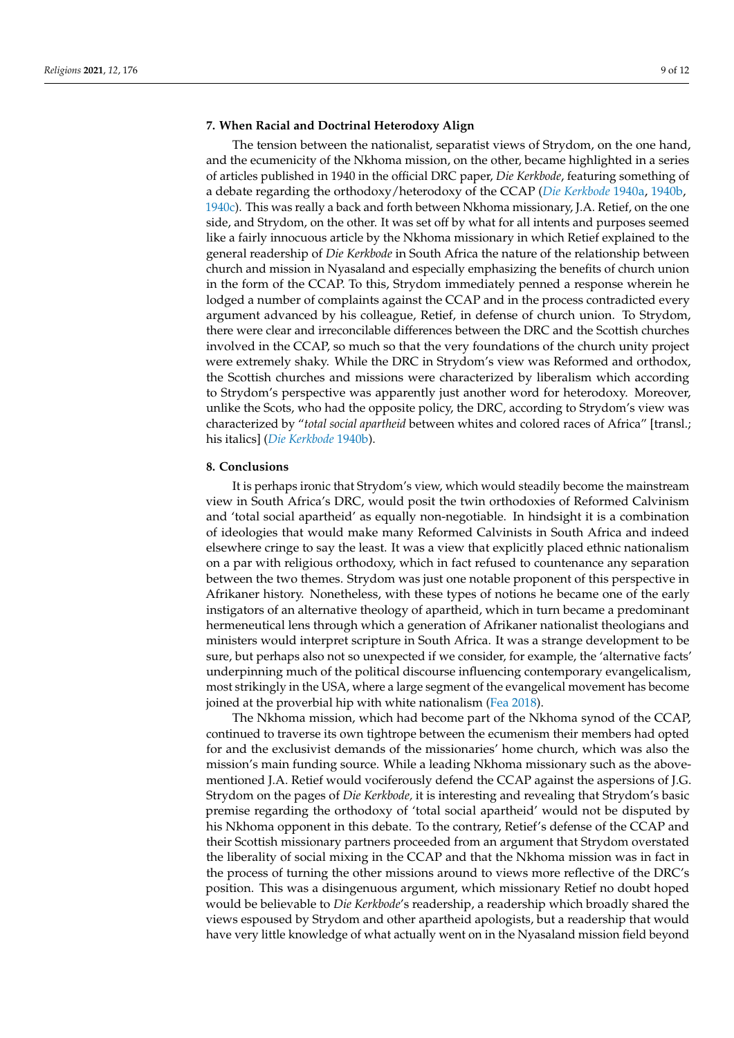## 7. When Racial and Doctrinal Heterodoxy Align

The tension between the nationalist, separatist views of Strydom, on the one hand, and the ecumenicity of the Nkhoma mission, on the other, became highlighted in a series of articles published in 1940 in the official DRC paper, *Die Kerkbode*, featuring something of a debate regarding the orthodoxy/heterodoxy of the CCAP (*Die Kerkbode* 1940a, 1940b, 1940c). This was really a back and forth between Nkhoma missionary, J.A. Retief, on the one side, and Strydom, on the other. It was set off by what for all intents and purposes seemed like a fairly innocuous article by the Nkhoma missionary in which Retief explained to the general readership of *Die Kerkbode* in South Africa the nature of the relationship between church and mission in Nyasaland and especially emphasizing the benefits of church union in the form of the CCAP. To this, Strydom immediately penned a response wherein he lodged a number of complaints against the CCAP and in the process contradicted every argument advanced by his colleague, Retief, in defense of church union. To Strydom, there were clear and irreconcilable differences between the DRC and the Scottish churches involved in the CCAP, so much so that the very foundations of the church unity project were extremely shaky. While the DRC in Strydom's view was Reformed and orthodox, the Scottish churches and missions were characterized by liberalism which according to Strydom's perspective was apparently just another word for heterodoxy. Moreover, unlike the Scots, who had the opposite policy, the DRC, according to Strydom's view was characterized by "*total social apartheid* between whites and colored races of Africa" [transl.; his italics] (*Die Kerkbode* 1940b).

## 8. Conclusions

It is perhaps ironic that Strydom's view, which would steadily become the mainstream view in South Africa's DRC, would posit the twin orthodoxies of Reformed Calvinism and 'total social apartheid' as equally non-negotiable. In hindsight it is a combination of ideologies that would make many Reformed Calvinists in South Africa and indeed elsewhere cringe to say the least. It was a view that explicitly placed ethnic nationalism on a par with religious orthodoxy, which in fact refused to countenance any separation between the two themes. Strydom was just one notable proponent of this perspective in Afrikaner history. Nonetheless, with these types of notions he became one of the early instigators of an alternative theology of apartheid, which in turn became a predominant hermeneutical lens through which a generation of Afrikaner nationalist theologians and ministers would interpret scripture in South Africa. It was a strange development to be sure, but perhaps also not so unexpected if we consider, for example, the 'alternative facts' underpinning much of the political discourse influencing contemporary evangelicalism, most strikingly in the USA, where a large segment of the evangelical movement has become joined at the proverbial hip with white nationalism (Fea 2018).

The Nkhoma mission, which had become part of the Nkhoma synod of the CCAP, continued to traverse its own tightrope between the ecumenism their members had opted for and the exclusivist demands of the missionaries' home church, which was also the mission's main funding source. While a leading Nkhoma missionary such as the above-mentioned J.A. Retief would vociferously defend the CCAP against the aspersions of J.G. Strydom on the pages of *Die Kerkbode,* it is interesting and revealing that Strydom's basic premise regarding the orthodoxy of 'total social apartheid' would not be disputed by his Nkhoma opponent in this debate. To the contrary, Retief's defense of the CCAP and their Scottish missionary partners proceeded from an argument that Strydom overstated the liberality of social mixing in the CCAP and that the Nkhoma mission was in fact in the process of turning the other missions around to views more reflective of the DRC's position. This was a disingenuous argument, which missionary Retief no doubt hoped would be believable to *Die Kerkbode*'s readership, a readership which broadly shared the views espoused by Strydom and other apartheid apologists, but a readership that would have very little knowledge of what actually went on in the Nyasaland mission field beyond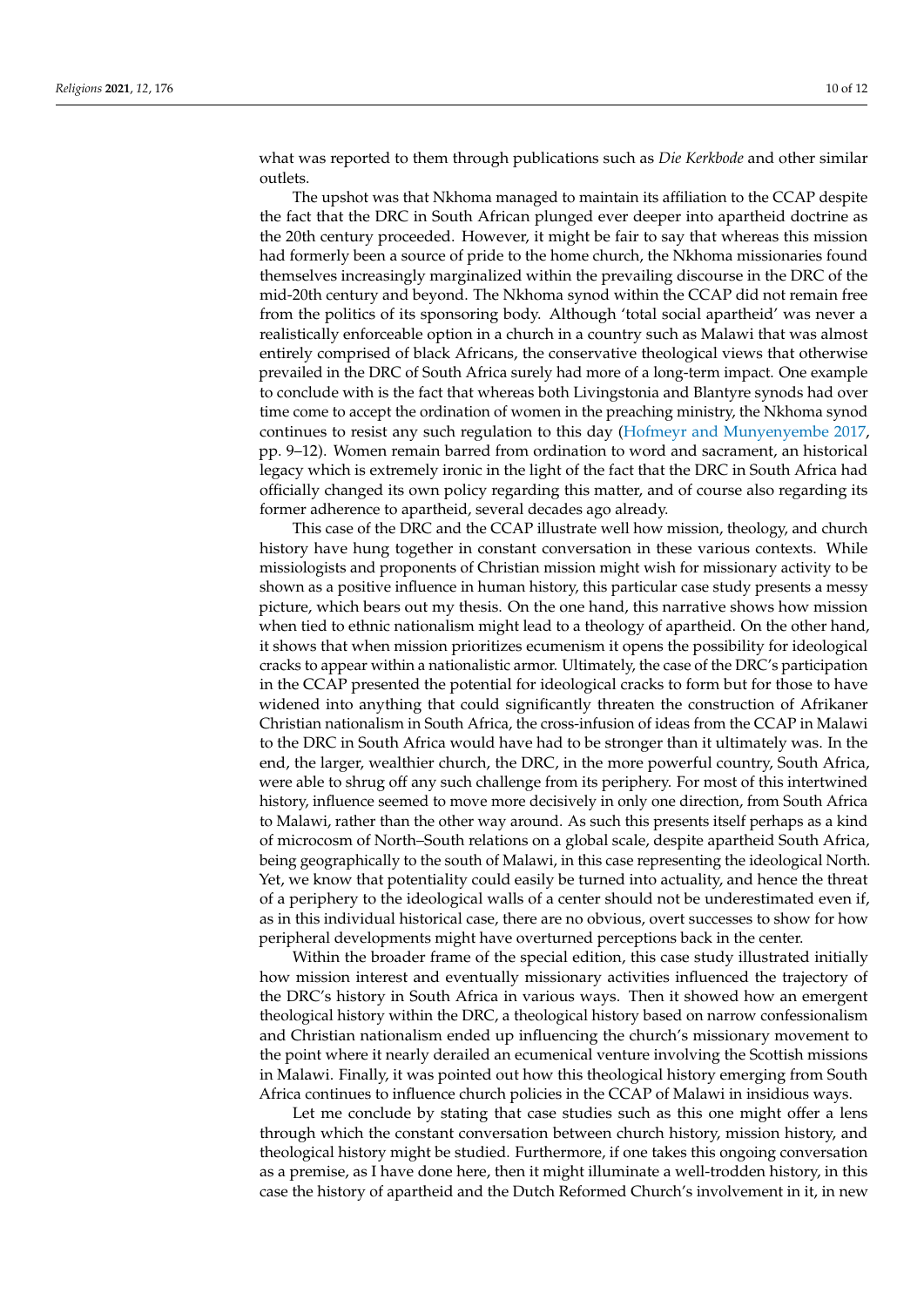what was reported to them through publications such as *Die Kerkbode* and other similar outlets.

The upshot was that Nkhoma managed to maintain its affiliation to the CCAP despite the fact that the DRC in South African plunged ever deeper into apartheid doctrine as the 20th century proceeded. However, it might be fair to say that whereas this mission had formerly been a source of pride to the home church, the Nkhoma missionaries found themselves increasingly marginalized within the prevailing discourse in the DRC of the mid-20th century and beyond. The Nkhoma synod within the CCAP did not remain free from the politics of its sponsoring body. Although 'total social apartheid' was never a realistically enforceable option in a church in a country such as Malawi that was almost entirely comprised of black Africans, the conservative theological views that otherwise prevailed in the DRC of South Africa surely had more of a long-term impact. One example to conclude with is the fact that whereas both Livingstonia and Blantyre synods had over time come to accept the ordination of women in the preaching ministry, the Nkhoma synod continues to resist any such regulation to this day (Hofmeyr and Munyenyembe 2017, pp. 9–12). Women remain barred from ordination to word and sacrament, an historical legacy which is extremely ironic in the light of the fact that the DRC in South Africa had officially changed its own policy regarding this matter, and of course also regarding its former adherence to apartheid, several decades ago already.

This case of the DRC and the CCAP illustrate well how mission, theology, and church history have hung together in constant conversation in these various contexts. While missiologists and proponents of Christian mission might wish for missionary activity to be shown as a positive influence in human history, this particular case study presents a messy picture, which bears out my thesis. On the one hand, this narrative shows how mission when tied to ethnic nationalism might lead to a theology of apartheid. On the other hand, it shows that when mission prioritizes ecumenism it opens the possibility for ideological cracks to appear within a nationalistic armor. Ultimately, the case of the DRC's participation in the CCAP presented the potential for ideological cracks to form but for those to have widened into anything that could significantly threaten the construction of Afrikaner Christian nationalism in South Africa, the cross-infusion of ideas from the CCAP in Malawi to the DRC in South Africa would have had to be stronger than it ultimately was. In the end, the larger, wealthier church, the DRC, in the more powerful country, South Africa, were able to shrug off any such challenge from its periphery. For most of this intertwined history, influence seemed to move more decisively in only one direction, from South Africa to Malawi, rather than the other way around. As such this presents itself perhaps as a kind of microcosm of North–South relations on a global scale, despite apartheid South Africa, being geographically to the south of Malawi, in this case representing the ideological North. Yet, we know that potentiality could easily be turned into actuality, and hence the threat of a periphery to the ideological walls of a center should not be underestimated even if, as in this individual historical case, there are no obvious, overt successes to show for how peripheral developments might have overturned perceptions back in the center.

Within the broader frame of the special edition, this case study illustrated initially how mission interest and eventually missionary activities influenced the trajectory of the DRC's history in South Africa in various ways. Then it showed how an emergent theological history within the DRC, a theological history based on narrow confessionalism and Christian nationalism ended up influencing the church's missionary movement to the point where it nearly derailed an ecumenical venture involving the Scottish missions in Malawi. Finally, it was pointed out how this theological history emerging from South Africa continues to influence church policies in the CCAP of Malawi in insidious ways.

Let me conclude by stating that case studies such as this one might offer a lens through which the constant conversation between church history, mission history, and theological history might be studied. Furthermore, if one takes this ongoing conversation as a premise, as I have done here, then it might illuminate a well-trodden history, in this case the history of apartheid and the Dutch Reformed Church's involvement in it, in new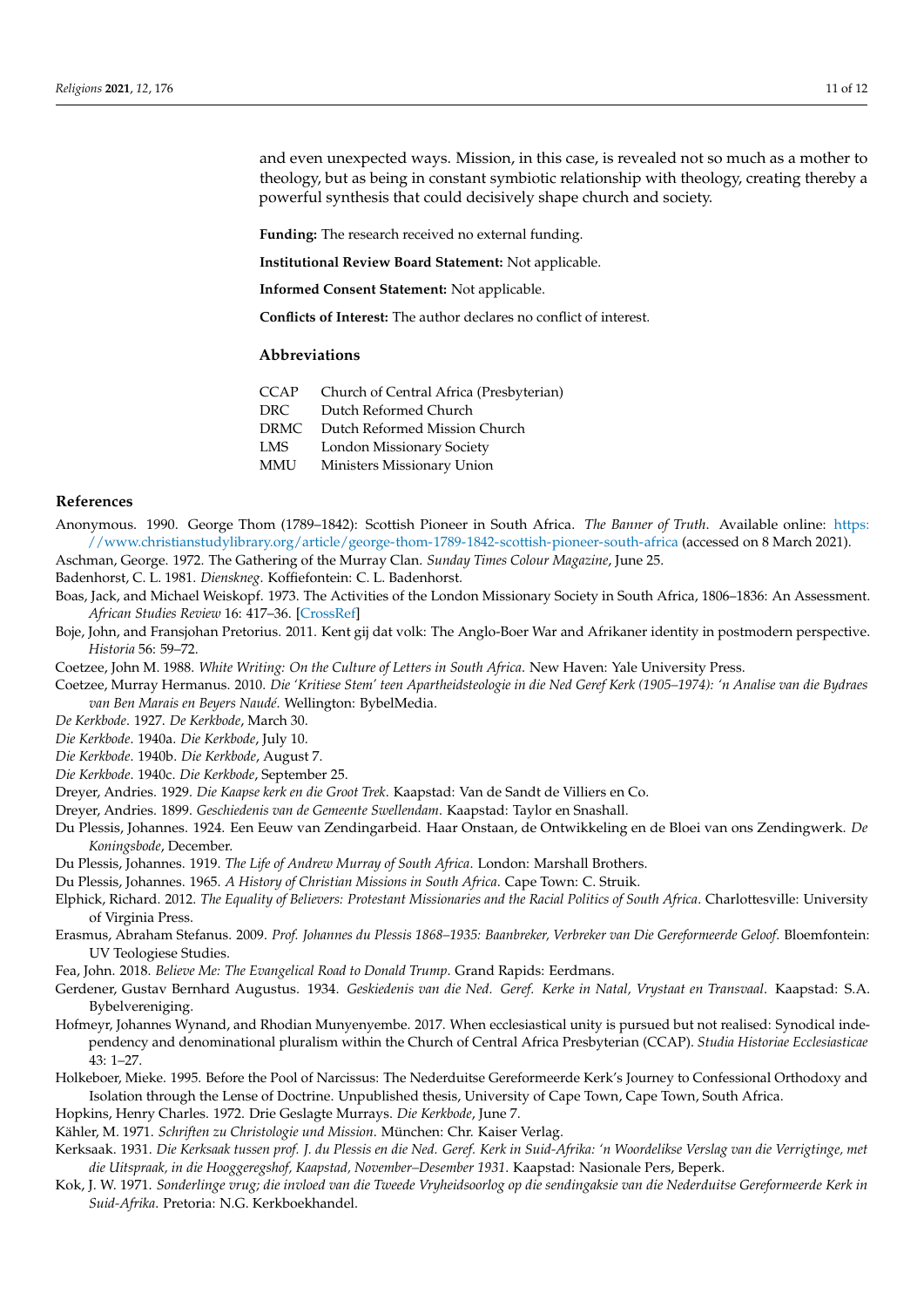and even unexpected ways. Mission, in this case, is revealed not so much as a mother to theology, but as being in constant symbiotic relationship with theology, creating thereby a powerful synthesis that could decisively shape church and society.

**Funding:** The research received no external funding.

**Institutional Review Board Statement:** Not applicable.

**Informed Consent Statement:** Not applicable.

**Conflicts of Interest:** The author declares no conflict of interest.

## Abbreviations

| | |
|---|---|
| CCAP | Church of Central Africa (Presbyterian) |
| DRC | Dutch Reformed Church |
| DRMC | Dutch Reformed Mission Church |
| LMS | London Missionary Society |
| MMU | Ministers Missionary Union |

## References

Anonymous. 1990. George Thom (1789–1842): Scottish Pioneer in South Africa. *The Banner of Truth*. Available online: https://www.christianstudylibrary.org/article/george-thom-1789-1842-scottish-pioneer-south-africa (accessed on 8 March 2021).

Aschman, George. 1972. The Gathering of the Murray Clan. *Sunday Times Colour Magazine*, June 25.

Badenhorst, C. L. 1981. *Dienskneg*. Koffiefontein: C. L. Badenhorst.

Boas, Jack, and Michael Weiskopf. 1973. The Activities of the London Missionary Society in South Africa, 1806–1836: An Assessment. *African Studies Review* 16: 417–36. [CrossRef]

Boje, John, and Fransjohan Pretorius. 2011. Kent gij dat volk: The Anglo-Boer War and Afrikaner identity in postmodern perspective. *Historia* 56: 59–72.

Coetzee, John M. 1988. *White Writing: On the Culture of Letters in South Africa*. New Haven: Yale University Press.

Coetzee, Murray Hermanus. 2010. *Die 'Kritiese Stem' teen Apartheidsteologie in die Ned Geref Kerk (1905–1974): 'n Analise van die Bydraes van Ben Marais en Beyers Naudé*. Wellington: BybelMedia.

*De Kerkbode*. 1927. *De Kerkbode*, March 30.

*Die Kerkbode*. 1940a. *Die Kerkbode*, July 10.

*Die Kerkbode*. 1940b. *Die Kerkbode*, August 7.

*Die Kerkbode*. 1940c. *Die Kerkbode*, September 25.

Dreyer, Andries. 1929. *Die Kaapse kerk en die Groot Trek*. Kaapstad: Van de Sandt de Villiers en Co.

Dreyer, Andries. 1899. *Geschiedenis van de Gemeente Swellendam*. Kaapstad: Taylor en Snashall.

Du Plessis, Johannes. 1924. Een Eeuw van Zendingarbeid. Haar Onstaan, de Ontwikkeling en de Bloei van ons Zendingwerk. *De Koningsbode*, December.

Du Plessis, Johannes. 1919. *The Life of Andrew Murray of South Africa*. London: Marshall Brothers.

Du Plessis, Johannes. 1965. *A History of Christian Missions in South Africa*. Cape Town: C. Struik.

Elphick, Richard. 2012. *The Equality of Believers: Protestant Missionaries and the Racial Politics of South Africa*. Charlottesville: University of Virginia Press.

Erasmus, Abraham Stefanus. 2009. *Prof. Johannes du Plessis 1868–1935: Baanbreker, Verbreker van Die Gereformeerde Geloof*. Bloemfontein: UV Teologiese Studies.

Fea, John. 2018. *Believe Me: The Evangelical Road to Donald Trump*. Grand Rapids: Eerdmans.

Gerdener, Gustav Bernhard Augustus. 1934. *Geskiedenis van die Ned. Geref. Kerke in Natal, Vrystaat en Transvaal*. Kaapstad: S.A. Bybelvereniging.

Hofmeyr, Johannes Wynand, and Rhodian Munyenyembe. 2017. When ecclesiastical unity is pursued but not realised: Synodical independency and denominational pluralism within the Church of Central Africa Presbyterian (CCAP). *Studia Historiae Ecclesiasticae* 43: 1–27.

Holkeboer, Mieke. 1995. Before the Pool of Narcissus: The Nederduitse Gereformeerde Kerk's Journey to Confessional Orthodoxy and Isolation through the Lense of Doctrine. Unpublished thesis, University of Cape Town, Cape Town, South Africa.

Hopkins, Henry Charles. 1972. Drie Geslagte Murrays. *Die Kerkbode*, June 7.

Kähler, M. 1971. *Schriften zu Christologie und Mission*. München: Chr. Kaiser Verlag.

Kerksaak. 1931. *Die Kerksaak tussen prof. J. du Plessis en die Ned. Geref. Kerk in Suid-Afrika: 'n Woordelikse Verslag van die Verrigtinge, met die Uitspraak, in die Hooggeregshof, Kaapstad, November–Desember 1931*. Kaapstad: Nasionale Pers, Beperk.

Kok, J. W. 1971. *Sonderlinge vrug; die invloed van die Tweede Vryheidsoorlog op die sendingaksie van die Nederduitse Gereformeerde Kerk in Suid-Afrika*. Pretoria: N.G. Kerkboekhandel.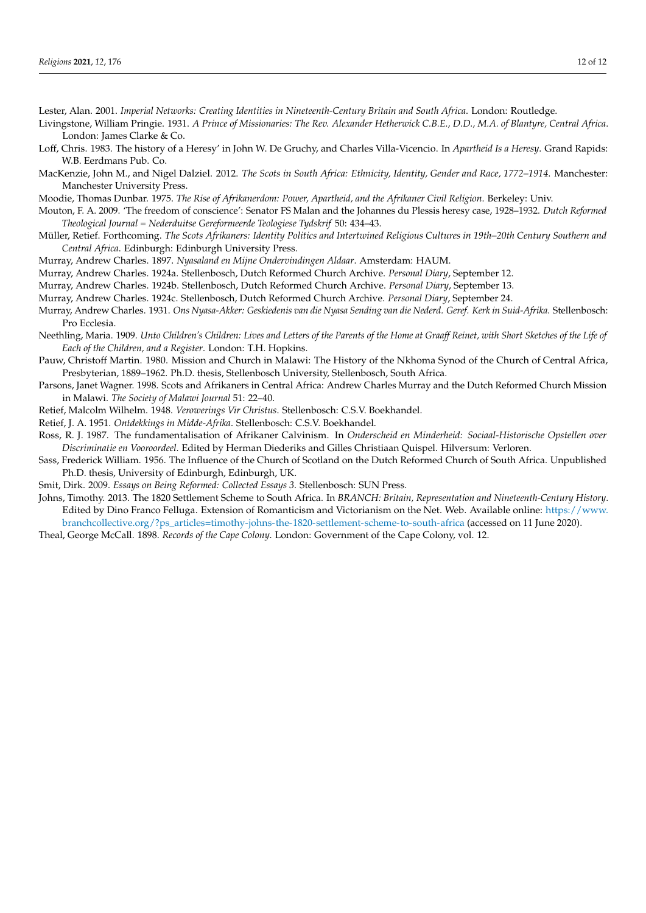Lester, Alan. 2001. *Imperial Networks: Creating Identities in Nineteenth-Century Britain and South Africa*. London: Routledge.

Livingstone, William Pringie. 1931. *A Prince of Missionaries: The Rev. Alexander Hetherwick C.B.E., D.D., M.A. of Blantyre, Central Africa*. London: James Clarke & Co.

Loff, Chris. 1983. The history of a Heresy' in John W. De Gruchy, and Charles Villa-Vicencio. In *Apartheid Is a Heresy*. Grand Rapids: W.B. Eerdmans Pub. Co.

MacKenzie, John M., and Nigel Dalziel. 2012. *The Scots in South Africa: Ethnicity, Identity, Gender and Race, 1772–1914*. Manchester: Manchester University Press.

Moodie, Thomas Dunbar. 1975. *The Rise of Afrikanerdom: Power, Apartheid, and the Afrikaner Civil Religion*. Berkeley: Univ.

Mouton, F. A. 2009. 'The freedom of conscience': Senator FS Malan and the Johannes du Plessis heresy case, 1928–1932. *Dutch Reformed Theological Journal = Nederduitse Gereformeerde Teologiese Tydskrif* 50: 434–43.

Müller, Retief. Forthcoming. *The Scots Afrikaners: Identity Politics and Intertwined Religious Cultures in 19th–20th Century Southern and Central Africa*. Edinburgh: Edinburgh University Press.

Murray, Andrew Charles. 1897. *Nyasaland en Mijne Ondervindingen Aldaar*. Amsterdam: HAUM.

Murray, Andrew Charles. 1924a. Stellenbosch, Dutch Reformed Church Archive. *Personal Diary*, September 12.

Murray, Andrew Charles. 1924b. Stellenbosch, Dutch Reformed Church Archive. *Personal Diary*, September 13.

Murray, Andrew Charles. 1924c. Stellenbosch, Dutch Reformed Church Archive. *Personal Diary*, September 24.

Murray, Andrew Charles. 1931. *Ons Nyasa-Akker: Geskiedenis van die Nyasa Sending van die Nederd. Geref. Kerk in Suid-Afrika*. Stellenbosch: Pro Ecclesia.

Neethling, Maria. 1909. *Unto Children's Children: Lives and Letters of the Parents of the Home at Graaff Reinet, with Short Sketches of the Life of Each of the Children, and a Register*. London: T.H. Hopkins.

Pauw, Christoff Martin. 1980. Mission and Church in Malawi: The History of the Nkhoma Synod of the Church of Central Africa, Presbyterian, 1889–1962. Ph.D. thesis, Stellenbosch University, Stellenbosch, South Africa.

Parsons, Janet Wagner. 1998. Scots and Afrikaners in Central Africa: Andrew Charles Murray and the Dutch Reformed Church Mission in Malawi. *The Society of Malawi Journal* 51: 22–40.

Retief, Malcolm Wilhelm. 1948. *Verowerings Vir Christus*. Stellenbosch: C.S.V. Boekhandel.

Retief, J. A. 1951. *Ontdekkings in Midde-Afrika*. Stellenbosch: C.S.V. Boekhandel.

Ross, R. J. 1987. The fundamentalisation of Afrikaner Calvinism. In *Onderscheid en Minderheid: Sociaal-Historische Opstellen over Discriminatie en Vooroordeel*. Edited by Herman Diederiks and Gilles Christiaan Quispel. Hilversum: Verloren.

Sass, Frederick William. 1956. The Influence of the Church of Scotland on the Dutch Reformed Church of South Africa. Unpublished Ph.D. thesis, University of Edinburgh, Edinburgh, UK.

Smit, Dirk. 2009. *Essays on Being Reformed: Collected Essays 3*. Stellenbosch: SUN Press.

Johns, Timothy. 2013. The 1820 Settlement Scheme to South Africa. In *BRANCH: Britain, Representation and Nineteenth-Century History*. Edited by Dino Franco Felluga. Extension of Romanticism and Victorianism on the Net. Web. Available online: https://www.branchcollective.org/?ps_articles=timothy-johns-the-1820-settlement-scheme-to-south-africa (accessed on 11 June 2020).

Theal, George McCall. 1898. *Records of the Cape Colony*. London: Government of the Cape Colony, vol. 12.